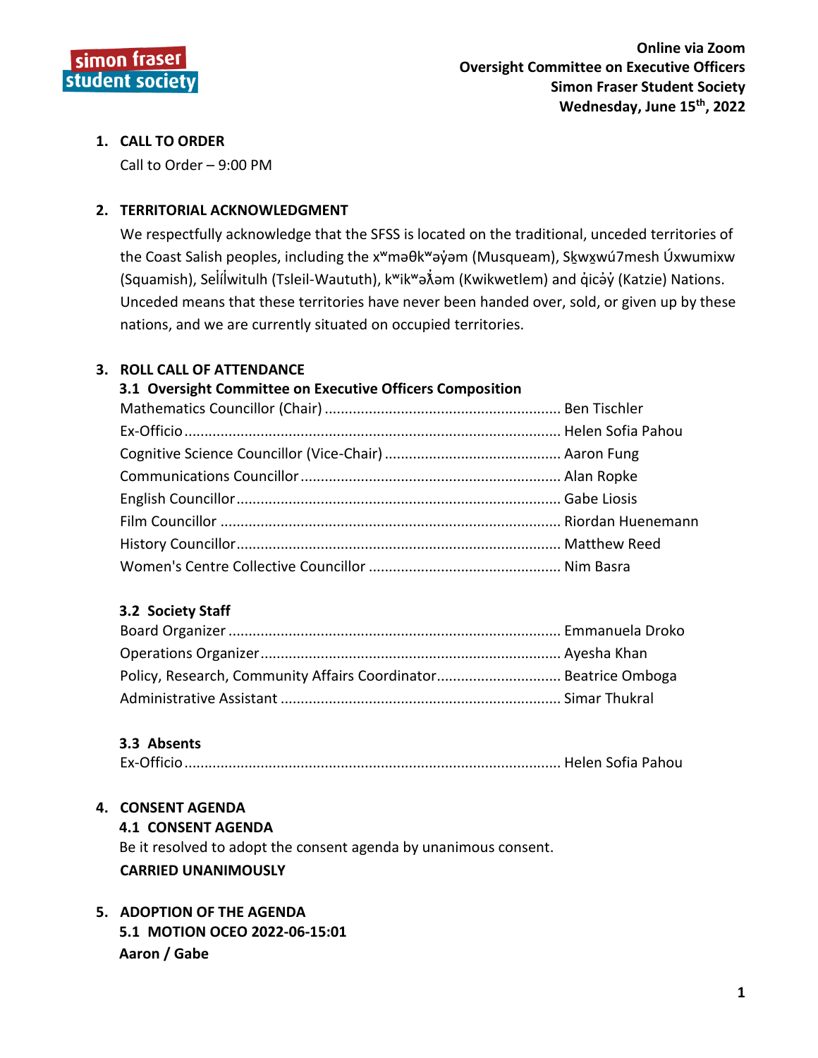**Online via Zoom**
**Oversight Committee on Executive Officers**
**Simon Fraser Student Society**
**Wednesday, June 15th, 2022**

## 1. CALL TO ORDER

Call to Order – 9:00 PM

## 2. TERRITORIAL ACKNOWLEDGMENT

We respectfully acknowledge that the SFSS is located on the traditional, unceded territories of the Coast Salish peoples, including the xʷməθkʷəy̓əm (Musqueam), Sḵwx̱wú7mesh Úxwumixw (Squamish), Səl̓ílwitulh (Tsleil-Waututh), kʷikʷəƛ̓əm (Kwikwetlem) and q̓icə̓y̓ (Katzie) Nations. Unceded means that these territories have never been handed over, sold, or given up by these nations, and we are currently situated on occupied territories.

## 3. ROLL CALL OF ATTENDANCE

### 3.1 Oversight Committee on Executive Officers Composition

Mathematics Councillor (Chair) .......... Ben Tischler
Ex-Officio .......... Helen Sofia Pahou
Cognitive Science Councillor (Vice-Chair) .......... Aaron Fung
Communications Councillor .......... Alan Ropke
English Councillor .......... Gabe Liosis
Film Councillor .......... Riordan Huenemann
History Councillor .......... Matthew Reed
Women's Centre Collective Councillor .......... Nim Basra

### 3.2 Society Staff

Board Organizer .......... Emmanuela Droko
Operations Organizer .......... Ayesha Khan
Policy, Research, Community Affairs Coordinator .......... Beatrice Omboga
Administrative Assistant .......... Simar Thukral

### 3.3 Absents

Ex-Officio .......... Helen Sofia Pahou

## 4. CONSENT AGENDA

### 4.1 CONSENT AGENDA

Be it resolved to adopt the consent agenda by unanimous consent.

**CARRIED UNANIMOUSLY**

## 5. ADOPTION OF THE AGENDA

### 5.1 MOTION OCEO 2022-06-15:01

**Aaron / Gabe**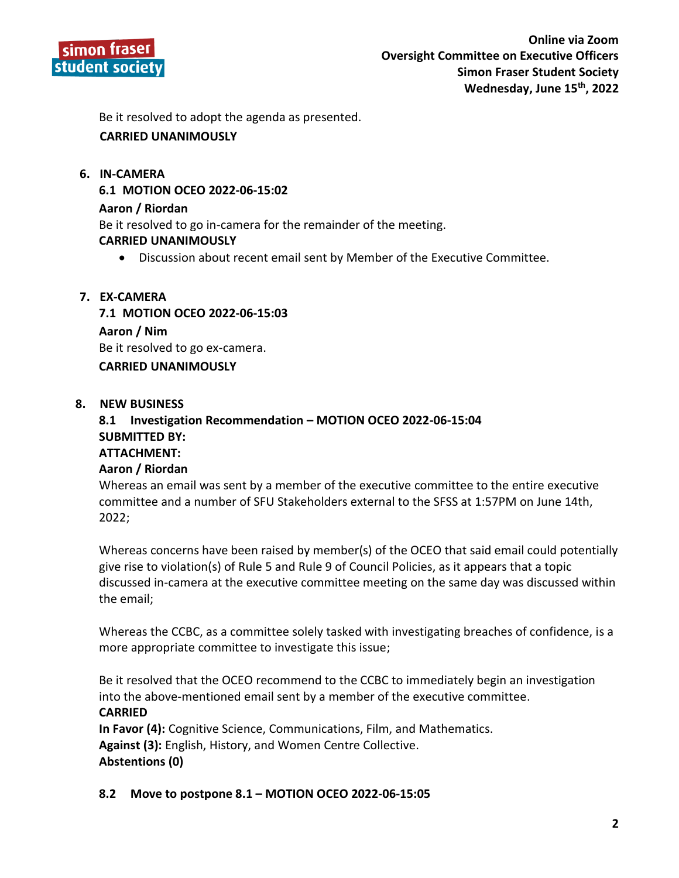Be it resolved to adopt the agenda as presented.

**CARRIED UNANIMOUSLY**

## 6. IN-CAMERA

### 6.1 MOTION OCEO 2022-06-15:02

**Aaron / Riordan**

Be it resolved to go in-camera for the remainder of the meeting.

**CARRIED UNANIMOUSLY**

- Discussion about recent email sent by Member of the Executive Committee.

## 7. EX-CAMERA

### 7.1 MOTION OCEO 2022-06-15:03

**Aaron / Nim**

Be it resolved to go ex-camera.

**CARRIED UNANIMOUSLY**

## 8. NEW BUSINESS

### 8.1 Investigation Recommendation – MOTION OCEO 2022-06-15:04

**SUBMITTED BY:**

**ATTACHMENT:**

**Aaron / Riordan**

Whereas an email was sent by a member of the executive committee to the entire executive committee and a number of SFU Stakeholders external to the SFSS at 1:57PM on June 14th, 2022;

Whereas concerns have been raised by member(s) of the OCEO that said email could potentially give rise to violation(s) of Rule 5 and Rule 9 of Council Policies, as it appears that a topic discussed in-camera at the executive committee meeting on the same day was discussed within the email;

Whereas the CCBC, as a committee solely tasked with investigating breaches of confidence, is a more appropriate committee to investigate this issue;

Be it resolved that the OCEO recommend to the CCBC to immediately begin an investigation into the above-mentioned email sent by a member of the executive committee.

**CARRIED**

**In Favor (4):** Cognitive Science, Communications, Film, and Mathematics.

**Against (3):** English, History, and Women Centre Collective.

**Abstentions (0)**

### 8.2 Move to postpone 8.1 – MOTION OCEO 2022-06-15:05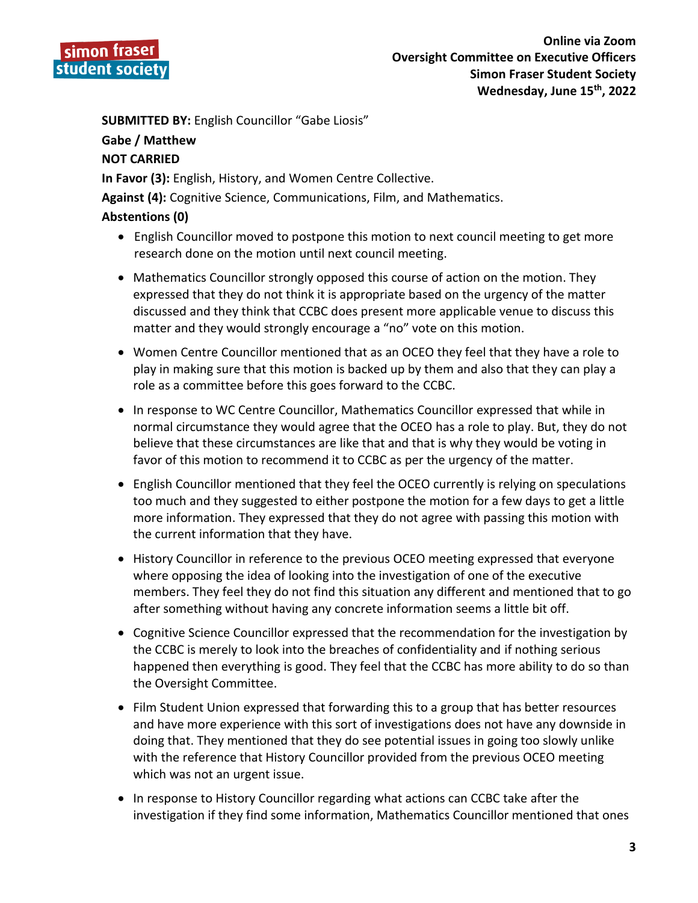**SUBMITTED BY:** English Councillor "Gabe Liosis"

**Gabe / Matthew**

**NOT CARRIED**

**In Favor (3):** English, History, and Women Centre Collective.

**Against (4):** Cognitive Science, Communications, Film, and Mathematics.

**Abstentions (0)**

- English Councillor moved to postpone this motion to next council meeting to get more research done on the motion until next council meeting.
- Mathematics Councillor strongly opposed this course of action on the motion. They expressed that they do not think it is appropriate based on the urgency of the matter discussed and they think that CCBC does present more applicable venue to discuss this matter and they would strongly encourage a "no" vote on this motion.
- Women Centre Councillor mentioned that as an OCEO they feel that they have a role to play in making sure that this motion is backed up by them and also that they can play a role as a committee before this goes forward to the CCBC.
- In response to WC Centre Councillor, Mathematics Councillor expressed that while in normal circumstance they would agree that the OCEO has a role to play. But, they do not believe that these circumstances are like that and that is why they would be voting in favor of this motion to recommend it to CCBC as per the urgency of the matter.
- English Councillor mentioned that they feel the OCEO currently is relying on speculations too much and they suggested to either postpone the motion for a few days to get a little more information. They expressed that they do not agree with passing this motion with the current information that they have.
- History Councillor in reference to the previous OCEO meeting expressed that everyone where opposing the idea of looking into the investigation of one of the executive members. They feel they do not find this situation any different and mentioned that to go after something without having any concrete information seems a little bit off.
- Cognitive Science Councillor expressed that the recommendation for the investigation by the CCBC is merely to look into the breaches of confidentiality and if nothing serious happened then everything is good. They feel that the CCBC has more ability to do so than the Oversight Committee.
- Film Student Union expressed that forwarding this to a group that has better resources and have more experience with this sort of investigations does not have any downside in doing that. They mentioned that they do see potential issues in going too slowly unlike with the reference that History Councillor provided from the previous OCEO meeting which was not an urgent issue.
- In response to History Councillor regarding what actions can CCBC take after the investigation if they find some information, Mathematics Councillor mentioned that ones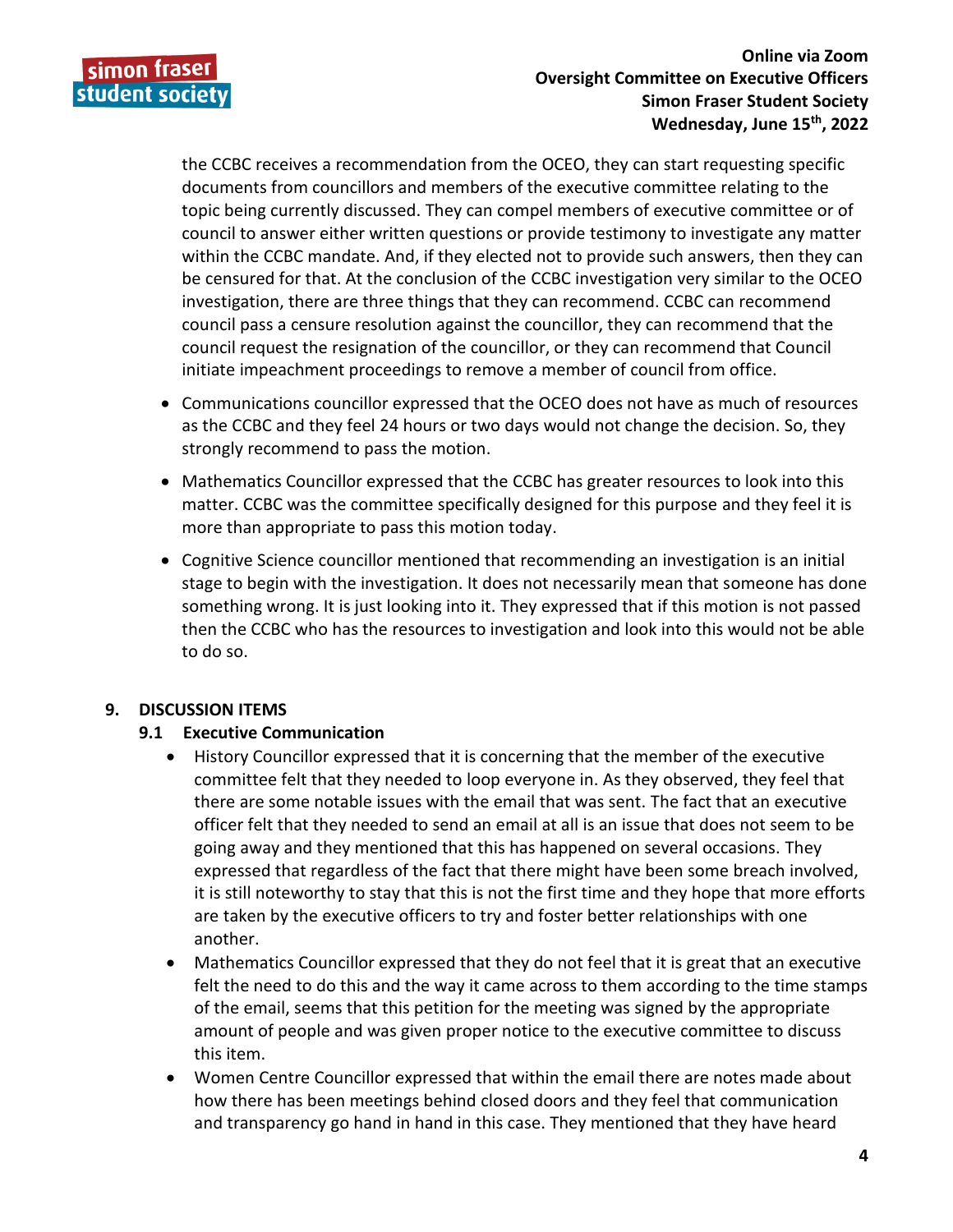the CCBC receives a recommendation from the OCEO, they can start requesting specific documents from councillors and members of the executive committee relating to the topic being currently discussed. They can compel members of executive committee or of council to answer either written questions or provide testimony to investigate any matter within the CCBC mandate. And, if they elected not to provide such answers, then they can be censured for that. At the conclusion of the CCBC investigation very similar to the OCEO investigation, there are three things that they can recommend. CCBC can recommend council pass a censure resolution against the councillor, they can recommend that the council request the resignation of the councillor, or they can recommend that Council initiate impeachment proceedings to remove a member of council from office.

- Communications councillor expressed that the OCEO does not have as much of resources as the CCBC and they feel 24 hours or two days would not change the decision. So, they strongly recommend to pass the motion.
- Mathematics Councillor expressed that the CCBC has greater resources to look into this matter. CCBC was the committee specifically designed for this purpose and they feel it is more than appropriate to pass this motion today.
- Cognitive Science councillor mentioned that recommending an investigation is an initial stage to begin with the investigation. It does not necessarily mean that someone has done something wrong. It is just looking into it. They expressed that if this motion is not passed then the CCBC who has the resources to investigation and look into this would not be able to do so.

## 9. DISCUSSION ITEMS

### 9.1 Executive Communication

- History Councillor expressed that it is concerning that the member of the executive committee felt that they needed to loop everyone in. As they observed, they feel that there are some notable issues with the email that was sent. The fact that an executive officer felt that they needed to send an email at all is an issue that does not seem to be going away and they mentioned that this has happened on several occasions. They expressed that regardless of the fact that there might have been some breach involved, it is still noteworthy to stay that this is not the first time and they hope that more efforts are taken by the executive officers to try and foster better relationships with one another.
- Mathematics Councillor expressed that they do not feel that it is great that an executive felt the need to do this and the way it came across to them according to the time stamps of the email, seems that this petition for the meeting was signed by the appropriate amount of people and was given proper notice to the executive committee to discuss this item.
- Women Centre Councillor expressed that within the email there are notes made about how there has been meetings behind closed doors and they feel that communication and transparency go hand in hand in this case. They mentioned that they have heard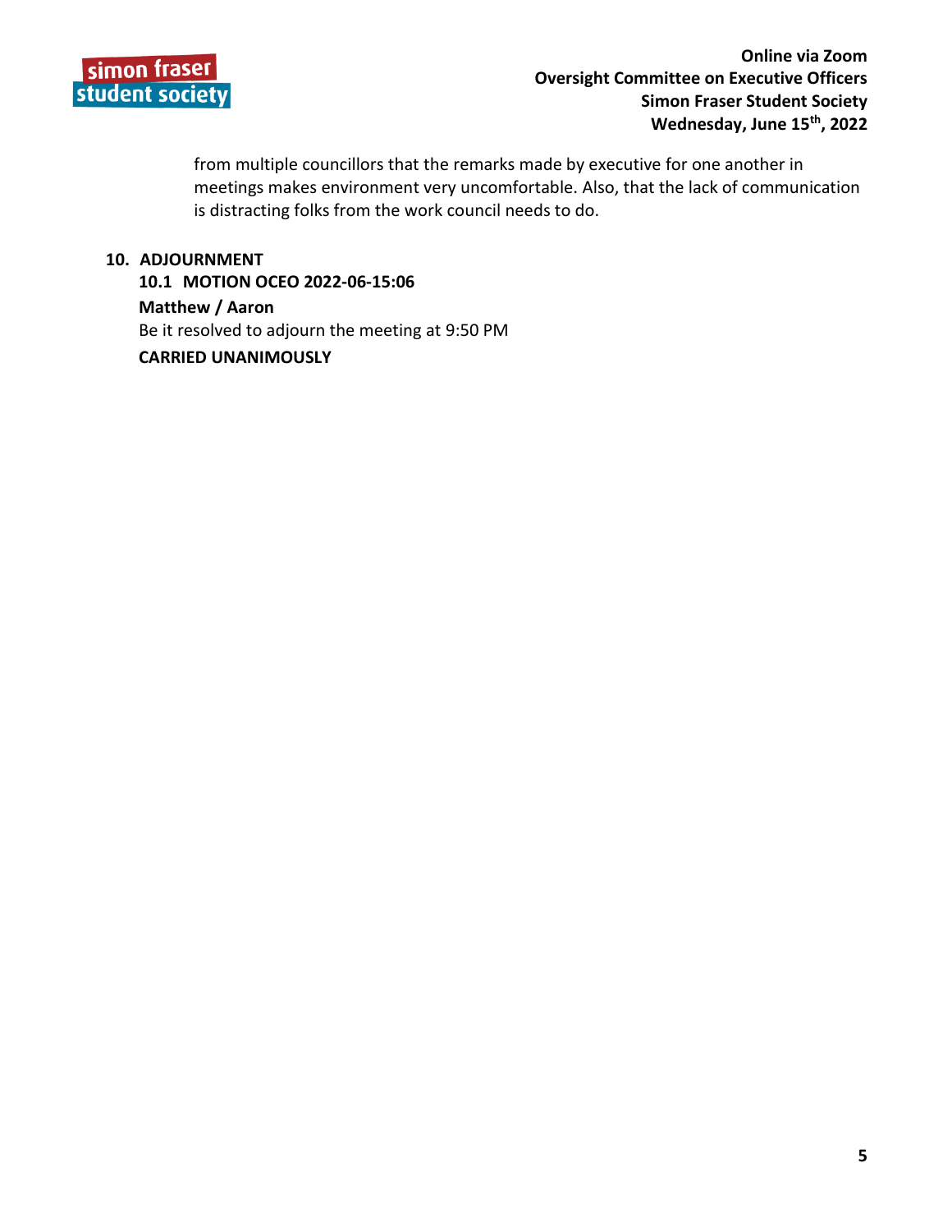from multiple councillors that the remarks made by executive for one another in meetings makes environment very uncomfortable. Also, that the lack of communication is distracting folks from the work council needs to do.

## 10. ADJOURNMENT

**10.1 MOTION OCEO 2022-06-15:06**

**Matthew / Aaron**

Be it resolved to adjourn the meeting at 9:50 PM

**CARRIED UNANIMOUSLY**